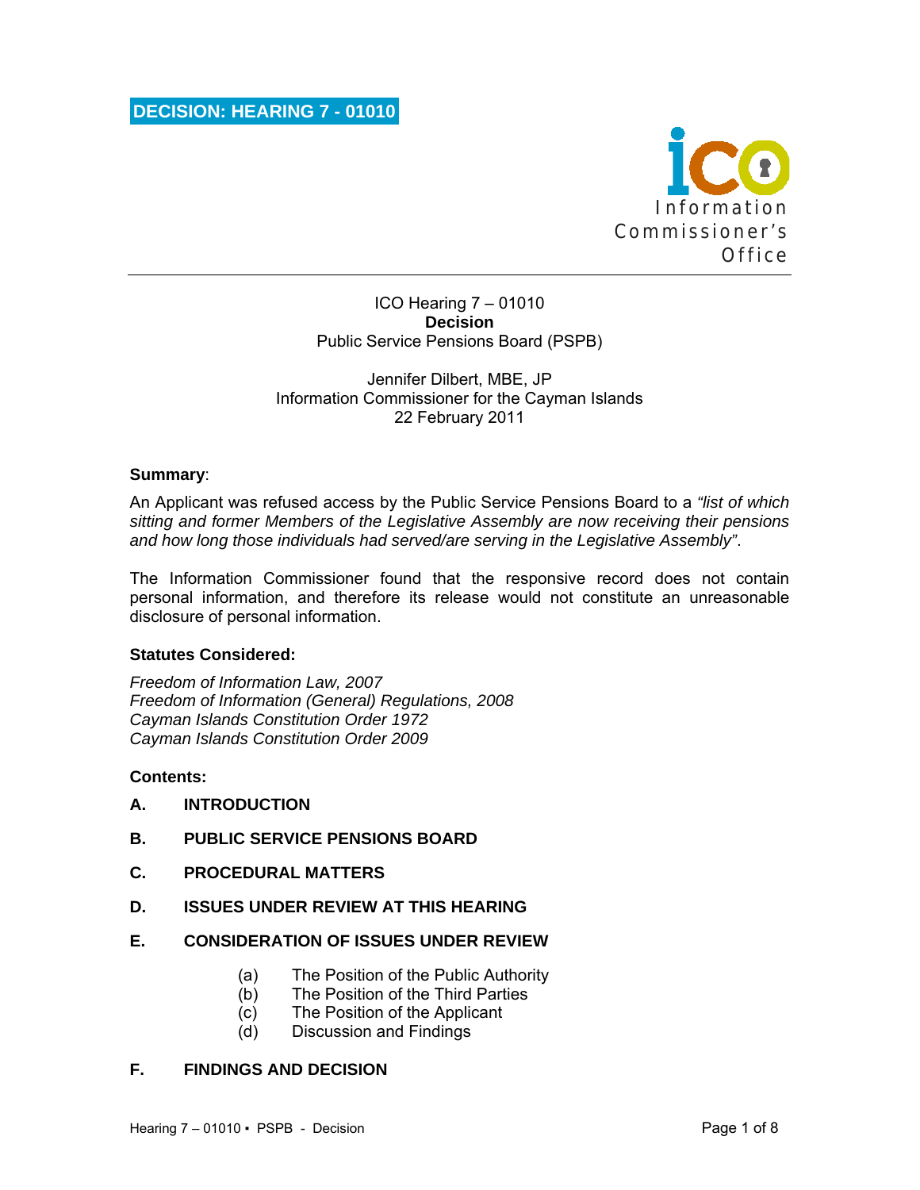# DECISION: HEARING 7 - 01010

Information Commissioner's Office

ICO Hearing 7 – 01010
**Decision**
Public Service Pensions Board (PSPB)

Jennifer Dilbert, MBE, JP
Information Commissioner for the Cayman Islands
22 February 2011

**Summary**:

An Applicant was refused access by the Public Service Pensions Board to a *"list of which sitting and former Members of the Legislative Assembly are now receiving their pensions and how long those individuals had served/are serving in the Legislative Assembly"*.

The Information Commissioner found that the responsive record does not contain personal information, and therefore its release would not constitute an unreasonable disclosure of personal information.

**Statutes Considered:**

*Freedom of Information Law, 2007*
*Freedom of Information (General) Regulations, 2008*
*Cayman Islands Constitution Order 1972*
*Cayman Islands Constitution Order 2009*

**Contents:**

**A. INTRODUCTION**

**B. PUBLIC SERVICE PENSIONS BOARD**

**C. PROCEDURAL MATTERS**

**D. ISSUES UNDER REVIEW AT THIS HEARING**

**E. CONSIDERATION OF ISSUES UNDER REVIEW**

(a) The Position of the Public Authority
(b) The Position of the Third Parties
(c) The Position of the Applicant
(d) Discussion and Findings

**F. FINDINGS AND DECISION**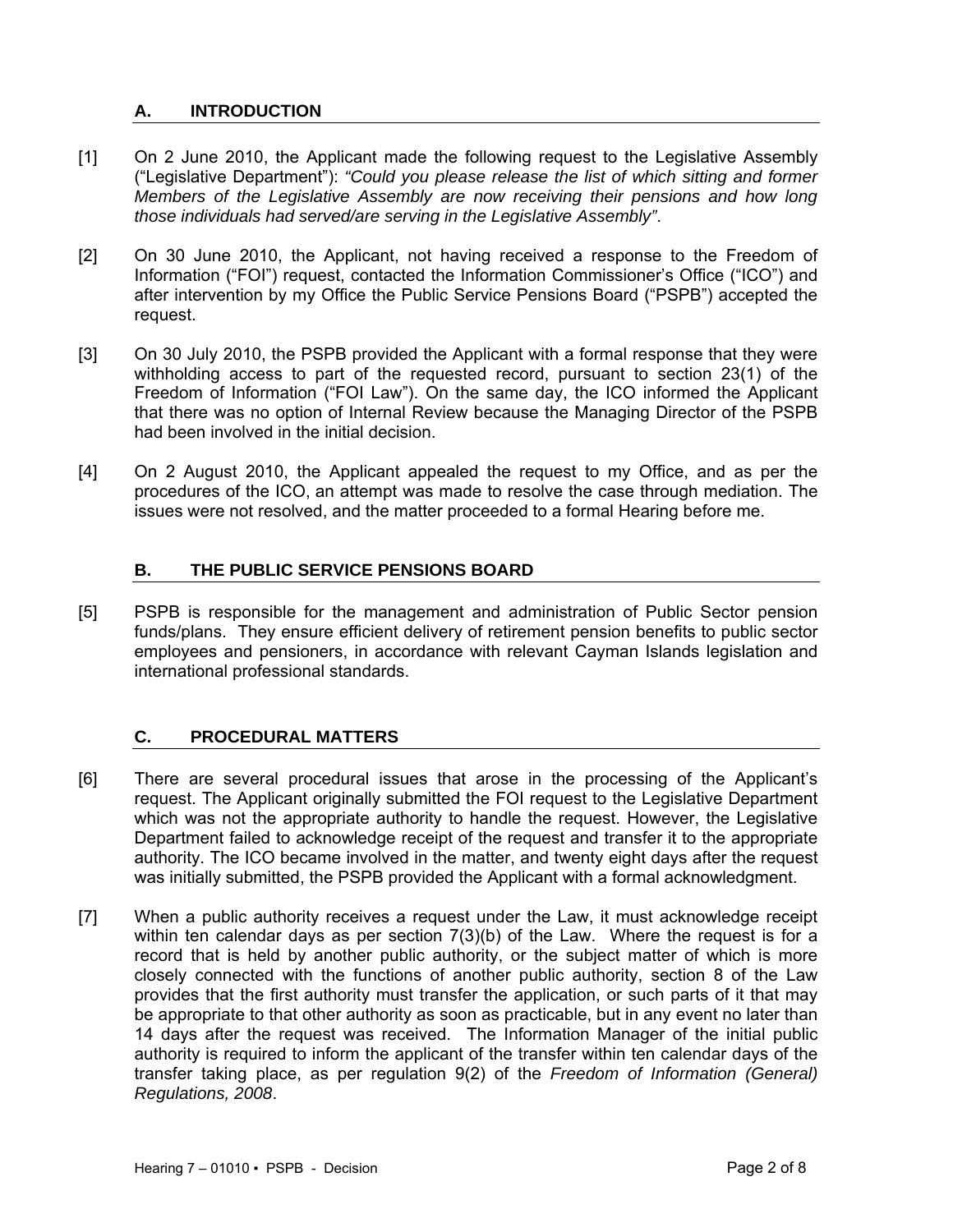## A. INTRODUCTION

[1] On 2 June 2010, the Applicant made the following request to the Legislative Assembly ("Legislative Department"): *"Could you please release the list of which sitting and former Members of the Legislative Assembly are now receiving their pensions and how long those individuals had served/are serving in the Legislative Assembly"*.

[2] On 30 June 2010, the Applicant, not having received a response to the Freedom of Information ("FOI") request, contacted the Information Commissioner's Office ("ICO") and after intervention by my Office the Public Service Pensions Board ("PSPB") accepted the request.

[3] On 30 July 2010, the PSPB provided the Applicant with a formal response that they were withholding access to part of the requested record, pursuant to section 23(1) of the Freedom of Information ("FOI Law"). On the same day, the ICO informed the Applicant that there was no option of Internal Review because the Managing Director of the PSPB had been involved in the initial decision.

[4] On 2 August 2010, the Applicant appealed the request to my Office, and as per the procedures of the ICO, an attempt was made to resolve the case through mediation. The issues were not resolved, and the matter proceeded to a formal Hearing before me.

## B. THE PUBLIC SERVICE PENSIONS BOARD

[5] PSPB is responsible for the management and administration of Public Sector pension funds/plans. They ensure efficient delivery of retirement pension benefits to public sector employees and pensioners, in accordance with relevant Cayman Islands legislation and international professional standards.

## C. PROCEDURAL MATTERS

[6] There are several procedural issues that arose in the processing of the Applicant's request. The Applicant originally submitted the FOI request to the Legislative Department which was not the appropriate authority to handle the request. However, the Legislative Department failed to acknowledge receipt of the request and transfer it to the appropriate authority. The ICO became involved in the matter, and twenty eight days after the request was initially submitted, the PSPB provided the Applicant with a formal acknowledgment.

[7] When a public authority receives a request under the Law, it must acknowledge receipt within ten calendar days as per section 7(3)(b) of the Law. Where the request is for a record that is held by another public authority, or the subject matter of which is more closely connected with the functions of another public authority, section 8 of the Law provides that the first authority must transfer the application, or such parts of it that may be appropriate to that other authority as soon as practicable, but in any event no later than 14 days after the request was received. The Information Manager of the initial public authority is required to inform the applicant of the transfer within ten calendar days of the transfer taking place, as per regulation 9(2) of the *Freedom of Information (General) Regulations, 2008*.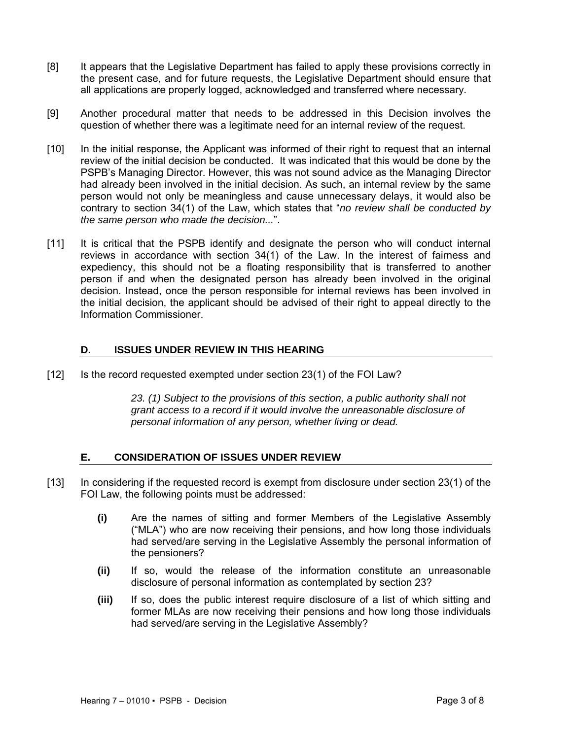[8] It appears that the Legislative Department has failed to apply these provisions correctly in the present case, and for future requests, the Legislative Department should ensure that all applications are properly logged, acknowledged and transferred where necessary.

[9] Another procedural matter that needs to be addressed in this Decision involves the question of whether there was a legitimate need for an internal review of the request.

[10] In the initial response, the Applicant was informed of their right to request that an internal review of the initial decision be conducted. It was indicated that this would be done by the PSPB's Managing Director. However, this was not sound advice as the Managing Director had already been involved in the initial decision. As such, an internal review by the same person would not only be meaningless and cause unnecessary delays, it would also be contrary to section 34(1) of the Law, which states that "*no review shall be conducted by the same person who made the decision...*".

[11] It is critical that the PSPB identify and designate the person who will conduct internal reviews in accordance with section 34(1) of the Law. In the interest of fairness and expediency, this should not be a floating responsibility that is transferred to another person if and when the designated person has already been involved in the original decision. Instead, once the person responsible for internal reviews has been involved in the initial decision, the applicant should be advised of their right to appeal directly to the Information Commissioner.

## D. ISSUES UNDER REVIEW IN THIS HEARING

[12] Is the record requested exempted under section 23(1) of the FOI Law?

> *23. (1) Subject to the provisions of this section, a public authority shall not grant access to a record if it would involve the unreasonable disclosure of personal information of any person, whether living or dead.*

## E. CONSIDERATION OF ISSUES UNDER REVIEW

[13] In considering if the requested record is exempt from disclosure under section 23(1) of the FOI Law, the following points must be addressed:

- **(i)** Are the names of sitting and former Members of the Legislative Assembly ("MLA") who are now receiving their pensions, and how long those individuals had served/are serving in the Legislative Assembly the personal information of the pensioners?
- **(ii)** If so, would the release of the information constitute an unreasonable disclosure of personal information as contemplated by section 23?
- **(iii)** If so, does the public interest require disclosure of a list of which sitting and former MLAs are now receiving their pensions and how long those individuals had served/are serving in the Legislative Assembly?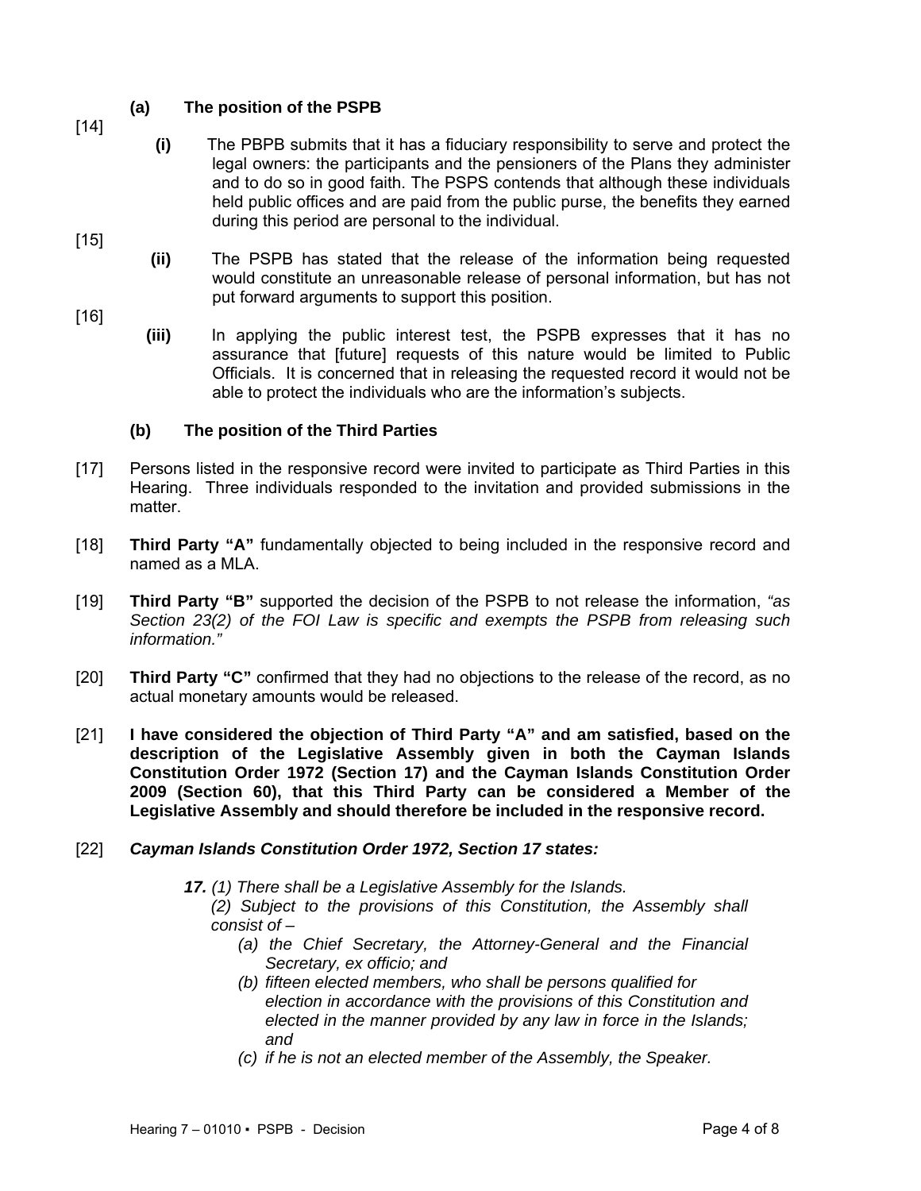### (a) The position of the PSPB

[14] **(i)** The PBPB submits that it has a fiduciary responsibility to serve and protect the legal owners: the participants and the pensioners of the Plans they administer and to do so in good faith. The PSPS contends that although these individuals held public offices and are paid from the public purse, the benefits they earned during this period are personal to the individual.

[15] **(ii)** The PSPB has stated that the release of the information being requested would constitute an unreasonable release of personal information, but has not put forward arguments to support this position.

[16] **(iii)** In applying the public interest test, the PSPB expresses that it has no assurance that [future] requests of this nature would be limited to Public Officials. It is concerned that in releasing the requested record it would not be able to protect the individuals who are the information's subjects.

### (b) The position of the Third Parties

[17] Persons listed in the responsive record were invited to participate as Third Parties in this Hearing. Three individuals responded to the invitation and provided submissions in the matter.

[18] **Third Party "A"** fundamentally objected to being included in the responsive record and named as a MLA.

[19] **Third Party "B"** supported the decision of the PSPB to not release the information, *"as Section 23(2) of the FOI Law is specific and exempts the PSPB from releasing such information."*

[20] **Third Party "C"** confirmed that they had no objections to the release of the record, as no actual monetary amounts would be released.

[21] **I have considered the objection of Third Party "A" and am satisfied, based on the description of the Legislative Assembly given in both the Cayman Islands Constitution Order 1972 (Section 17) and the Cayman Islands Constitution Order 2009 (Section 60), that this Third Party can be considered a Member of the Legislative Assembly and should therefore be included in the responsive record.**

[22] ***Cayman Islands Constitution Order 1972, Section 17 states:***

> ***17.*** *(1) There shall be a Legislative Assembly for the Islands.*
>
> *(2) Subject to the provisions of this Constitution, the Assembly shall consist of –*
>
> *(a) the Chief Secretary, the Attorney-General and the Financial Secretary, ex officio; and*
>
> *(b) fifteen elected members, who shall be persons qualified for election in accordance with the provisions of this Constitution and elected in the manner provided by any law in force in the Islands; and*
>
> *(c) if he is not an elected member of the Assembly, the Speaker.*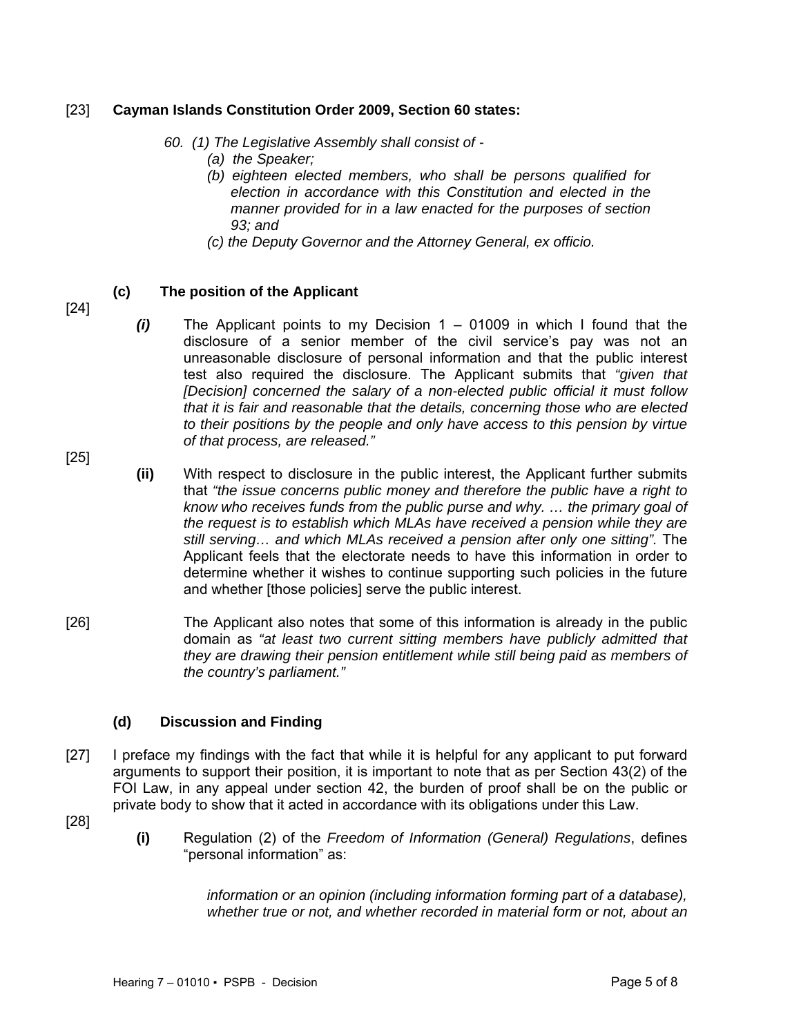[23] **Cayman Islands Constitution Order 2009, Section 60 states:**

> *60. (1) The Legislative Assembly shall consist of -*
>
> *(a) the Speaker;*
>
> *(b) eighteen elected members, who shall be persons qualified for election in accordance with this Constitution and elected in the manner provided for in a law enacted for the purposes of section 93; and*
>
> *(c) the Deputy Governor and the Attorney General, ex officio.*

### (c) The position of the Applicant

[24] ***(i)*** The Applicant points to my Decision 1 – 01009 in which I found that the disclosure of a senior member of the civil service's pay was not an unreasonable disclosure of personal information and that the public interest test also required the disclosure. The Applicant submits that *"given that [Decision] concerned the salary of a non-elected public official it must follow that it is fair and reasonable that the details, concerning those who are elected to their positions by the people and only have access to this pension by virtue of that process, are released."*

[25] **(ii)** With respect to disclosure in the public interest, the Applicant further submits that *"the issue concerns public money and therefore the public have a right to know who receives funds from the public purse and why. … the primary goal of the request is to establish which MLAs have received a pension while they are still serving… and which MLAs received a pension after only one sitting".* The Applicant feels that the electorate needs to have this information in order to determine whether it wishes to continue supporting such policies in the future and whether [those policies] serve the public interest.

[26] The Applicant also notes that some of this information is already in the public domain as *"at least two current sitting members have publicly admitted that they are drawing their pension entitlement while still being paid as members of the country's parliament."*

### (d) Discussion and Finding

[27] I preface my findings with the fact that while it is helpful for any applicant to put forward arguments to support their position, it is important to note that as per Section 43(2) of the FOI Law, in any appeal under section 42, the burden of proof shall be on the public or private body to show that it acted in accordance with its obligations under this Law.

[28] **(i)** Regulation (2) of the *Freedom of Information (General) Regulations*, defines "personal information" as:

> *information or an opinion (including information forming part of a database), whether true or not, and whether recorded in material form or not, about an*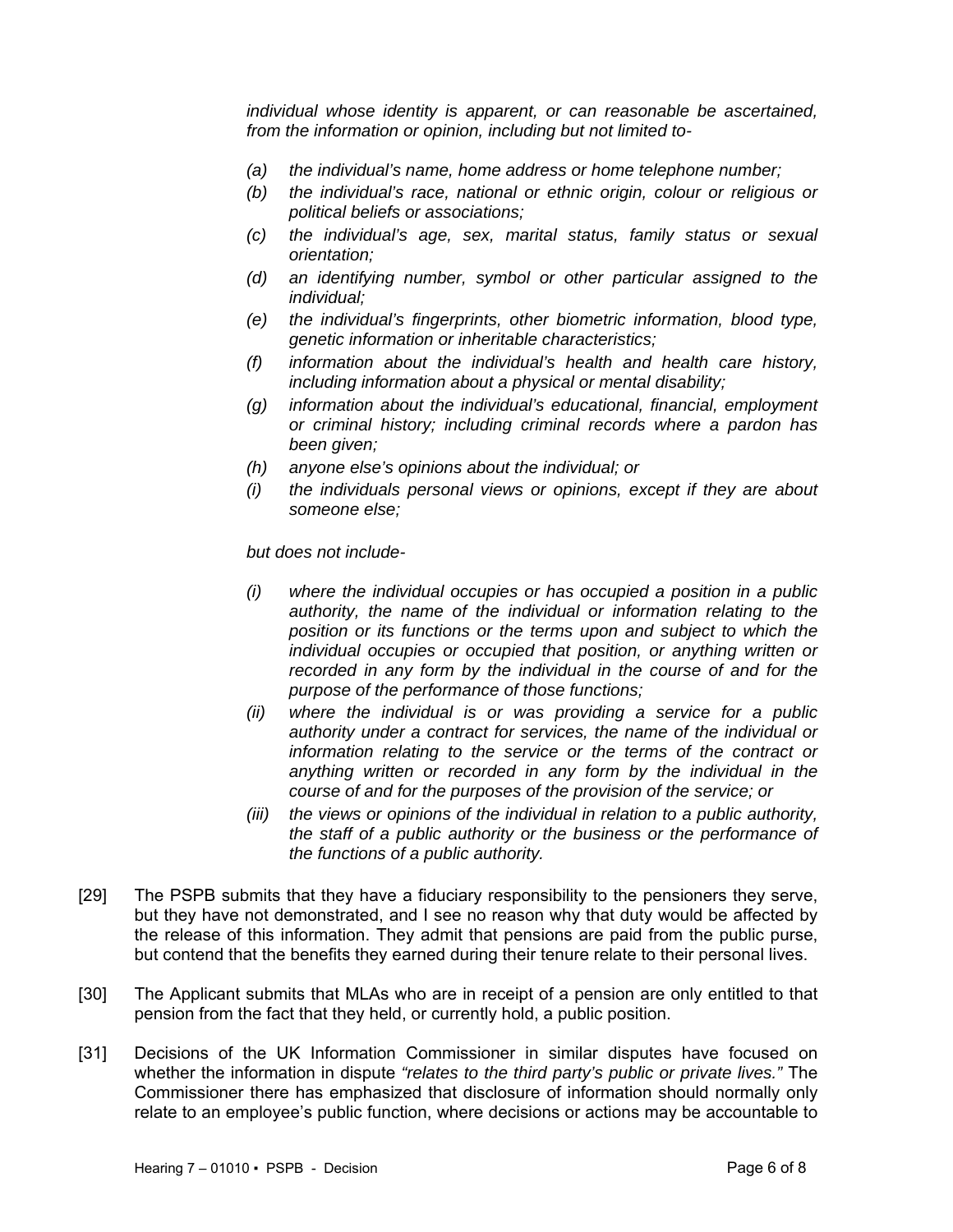*individual whose identity is apparent, or can reasonable be ascertained, from the information or opinion, including but not limited to-*

- *(a) the individual's name, home address or home telephone number;*
- *(b) the individual's race, national or ethnic origin, colour or religious or political beliefs or associations;*
- *(c) the individual's age, sex, marital status, family status or sexual orientation;*
- *(d) an identifying number, symbol or other particular assigned to the individual;*
- *(e) the individual's fingerprints, other biometric information, blood type, genetic information or inheritable characteristics;*
- *(f) information about the individual's health and health care history, including information about a physical or mental disability;*
- *(g) information about the individual's educational, financial, employment or criminal history; including criminal records where a pardon has been given;*
- *(h) anyone else's opinions about the individual; or*
- *(i) the individuals personal views or opinions, except if they are about someone else;*

*but does not include-*

- *(i) where the individual occupies or has occupied a position in a public authority, the name of the individual or information relating to the position or its functions or the terms upon and subject to which the individual occupies or occupied that position, or anything written or recorded in any form by the individual in the course of and for the purpose of the performance of those functions;*
- *(ii) where the individual is or was providing a service for a public authority under a contract for services, the name of the individual or information relating to the service or the terms of the contract or anything written or recorded in any form by the individual in the course of and for the purposes of the provision of the service; or*
- *(iii) the views or opinions of the individual in relation to a public authority, the staff of a public authority or the business or the performance of the functions of a public authority.*

[29] The PSPB submits that they have a fiduciary responsibility to the pensioners they serve, but they have not demonstrated, and I see no reason why that duty would be affected by the release of this information. They admit that pensions are paid from the public purse, but contend that the benefits they earned during their tenure relate to their personal lives.

[30] The Applicant submits that MLAs who are in receipt of a pension are only entitled to that pension from the fact that they held, or currently hold, a public position.

[31] Decisions of the UK Information Commissioner in similar disputes have focused on whether the information in dispute *"relates to the third party's public or private lives."* The Commissioner there has emphasized that disclosure of information should normally only relate to an employee's public function, where decisions or actions may be accountable to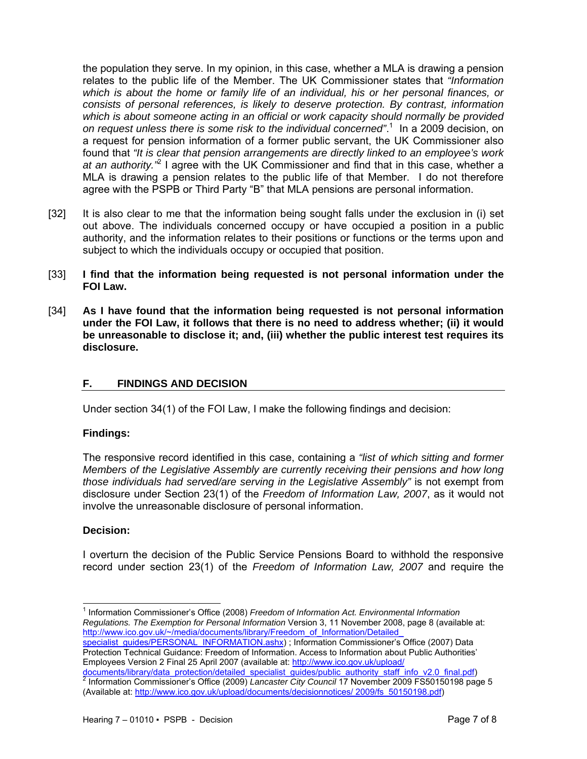the population they serve. In my opinion, in this case, whether a MLA is drawing a pension relates to the public life of the Member. The UK Commissioner states that *"Information which is about the home or family life of an individual, his or her personal finances, or consists of personal references, is likely to deserve protection. By contrast, information which is about someone acting in an official or work capacity should normally be provided on request unless there is some risk to the individual concerned"*.[1] In a 2009 decision, on a request for pension information of a former public servant, the UK Commissioner also found that *"It is clear that pension arrangements are directly linked to an employee's work at an authority."*[2] I agree with the UK Commissioner and find that in this case, whether a MLA is drawing a pension relates to the public life of that Member. I do not therefore agree with the PSPB or Third Party "B" that MLA pensions are personal information.

[32] It is also clear to me that the information being sought falls under the exclusion in (i) set out above. The individuals concerned occupy or have occupied a position in a public authority, and the information relates to their positions or functions or the terms upon and subject to which the individuals occupy or occupied that position.

[33] **I find that the information being requested is not personal information under the FOI Law.**

[34] **As I have found that the information being requested is not personal information under the FOI Law, it follows that there is no need to address whether; (ii) it would be unreasonable to disclose it; and, (iii) whether the public interest test requires its disclosure.**

## F. FINDINGS AND DECISION

Under section 34(1) of the FOI Law, I make the following findings and decision:

**Findings:**

The responsive record identified in this case, containing a *"list of which sitting and former Members of the Legislative Assembly are currently receiving their pensions and how long those individuals had served/are serving in the Legislative Assembly"* is not exempt from disclosure under Section 23(1) of the *Freedom of Information Law, 2007*, as it would not involve the unreasonable disclosure of personal information.

**Decision:**

I overturn the decision of the Public Service Pensions Board to withhold the responsive record under section 23(1) of the *Freedom of Information Law, 2007* and require the

---

[1] Information Commissioner's Office (2008) *Freedom of Information Act. Environmental Information Regulations. The Exemption for Personal Information* Version 3, 11 November 2008, page 8 (available at: http://www.ico.gov.uk/~/media/documents/library/Freedom_of_Information/Detailed_specialist_guides/PERSONAL_INFORMATION.ashx) ; Information Commissioner's Office (2007) Data Protection Technical Guidance: Freedom of Information. Access to Information about Public Authorities' Employees Version 2 Final 25 April 2007 (available at: http://www.ico.gov.uk/upload/documents/library/data_protection/detailed_specialist_guides/public_authority_staff_info_v2.0_final.pdf)

[2] Information Commissioner's Office (2009) *Lancaster City Council* 17 November 2009 FS50150198 page 5 (Available at: http://www.ico.gov.uk/upload/documents/decisionnotices/ 2009/fs_50150198.pdf)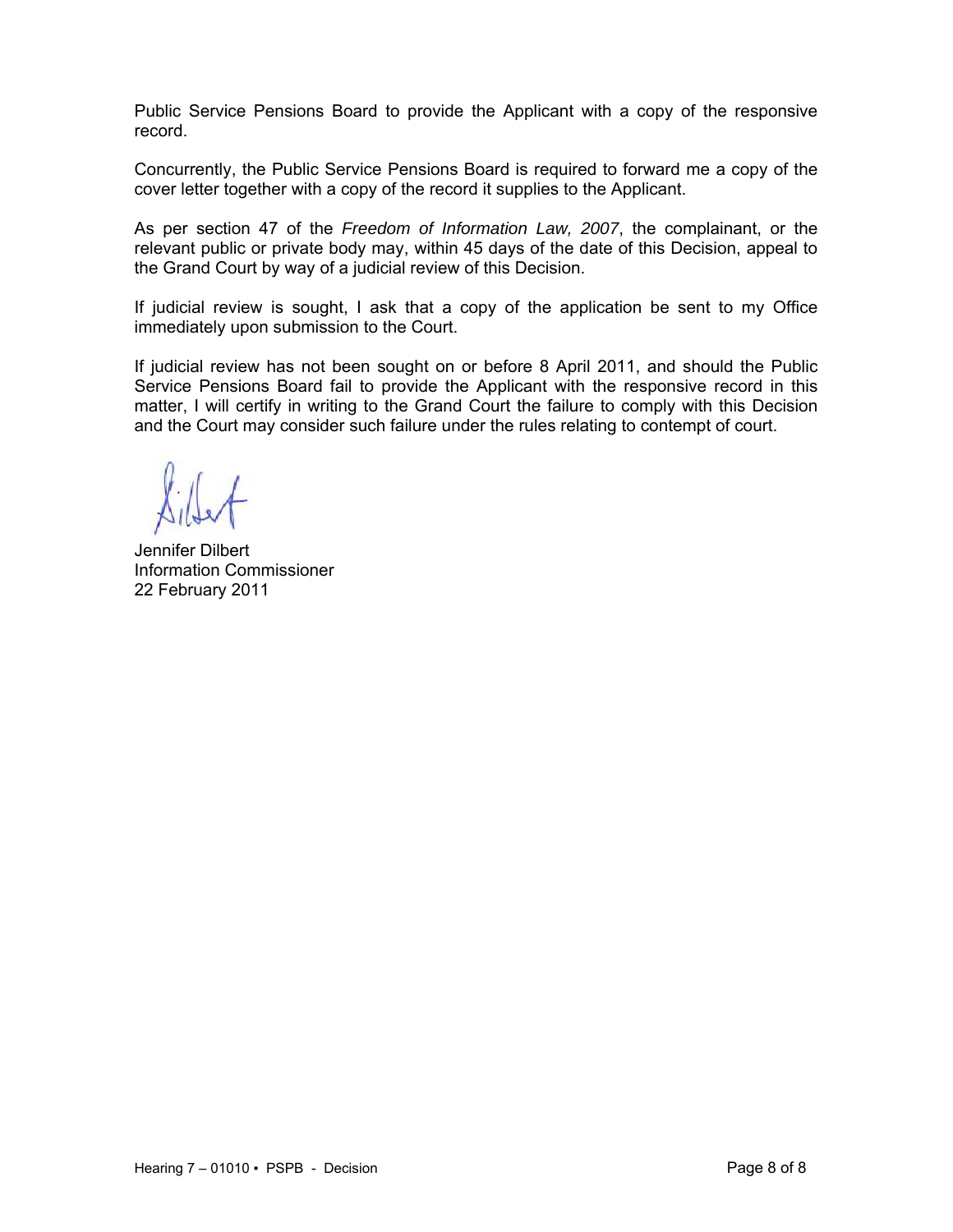Public Service Pensions Board to provide the Applicant with a copy of the responsive record.

Concurrently, the Public Service Pensions Board is required to forward me a copy of the cover letter together with a copy of the record it supplies to the Applicant.

As per section 47 of the *Freedom of Information Law, 2007*, the complainant, or the relevant public or private body may, within 45 days of the date of this Decision, appeal to the Grand Court by way of a judicial review of this Decision.

If judicial review is sought, I ask that a copy of the application be sent to my Office immediately upon submission to the Court.

If judicial review has not been sought on or before 8 April 2011, and should the Public Service Pensions Board fail to provide the Applicant with the responsive record in this matter, I will certify in writing to the Grand Court the failure to comply with this Decision and the Court may consider such failure under the rules relating to contempt of court.

Jennifer Dilbert
Information Commissioner
22 February 2011